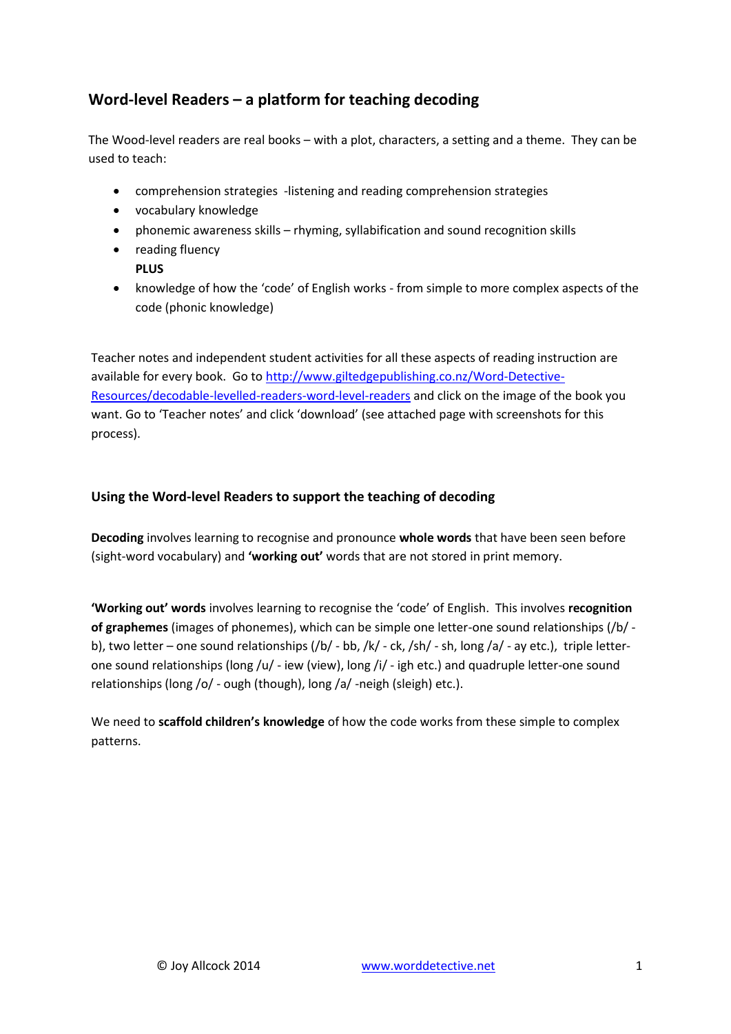## Word-level Readers – a platform for teaching decoding

The Wood-level readers are real books – with a plot, characters, a setting and a theme. They can be used to teach:

- comprehension strategies -listening and reading comprehension strategies
- vocabulary knowledge
- phonemic awareness skills – rhyming, syllabification and sound recognition skills
- reading fluency
  **PLUS**
- knowledge of how the 'code' of English works - from simple to more complex aspects of the code (phonic knowledge)

Teacher notes and independent student activities for all these aspects of reading instruction are available for every book. Go to http://www.giltedgepublishing.co.nz/Word-Detective-Resources/decodable-levelled-readers-word-level-readers and click on the image of the book you want. Go to 'Teacher notes' and click 'download' (see attached page with screenshots for this process).

### Using the Word-level Readers to support the teaching of decoding

**Decoding** involves learning to recognise and pronounce **whole words** that have been seen before (sight-word vocabulary) and **'working out'** words that are not stored in print memory.

**'Working out' words** involves learning to recognise the 'code' of English. This involves **recognition of graphemes** (images of phonemes), which can be simple one letter-one sound relationships (/b/ - b), two letter – one sound relationships (/b/ - bb, /k/ - ck, /sh/ - sh, long /a/ - ay etc.), triple letter-one sound relationships (long /u/ - iew (view), long /i/ - igh etc.) and quadruple letter-one sound relationships (long /o/ - ough (though), long /a/ -neigh (sleigh) etc.).

We need to **scaffold children's knowledge** of how the code works from these simple to complex patterns.

© Joy Allcock 2014 www.worddetective.net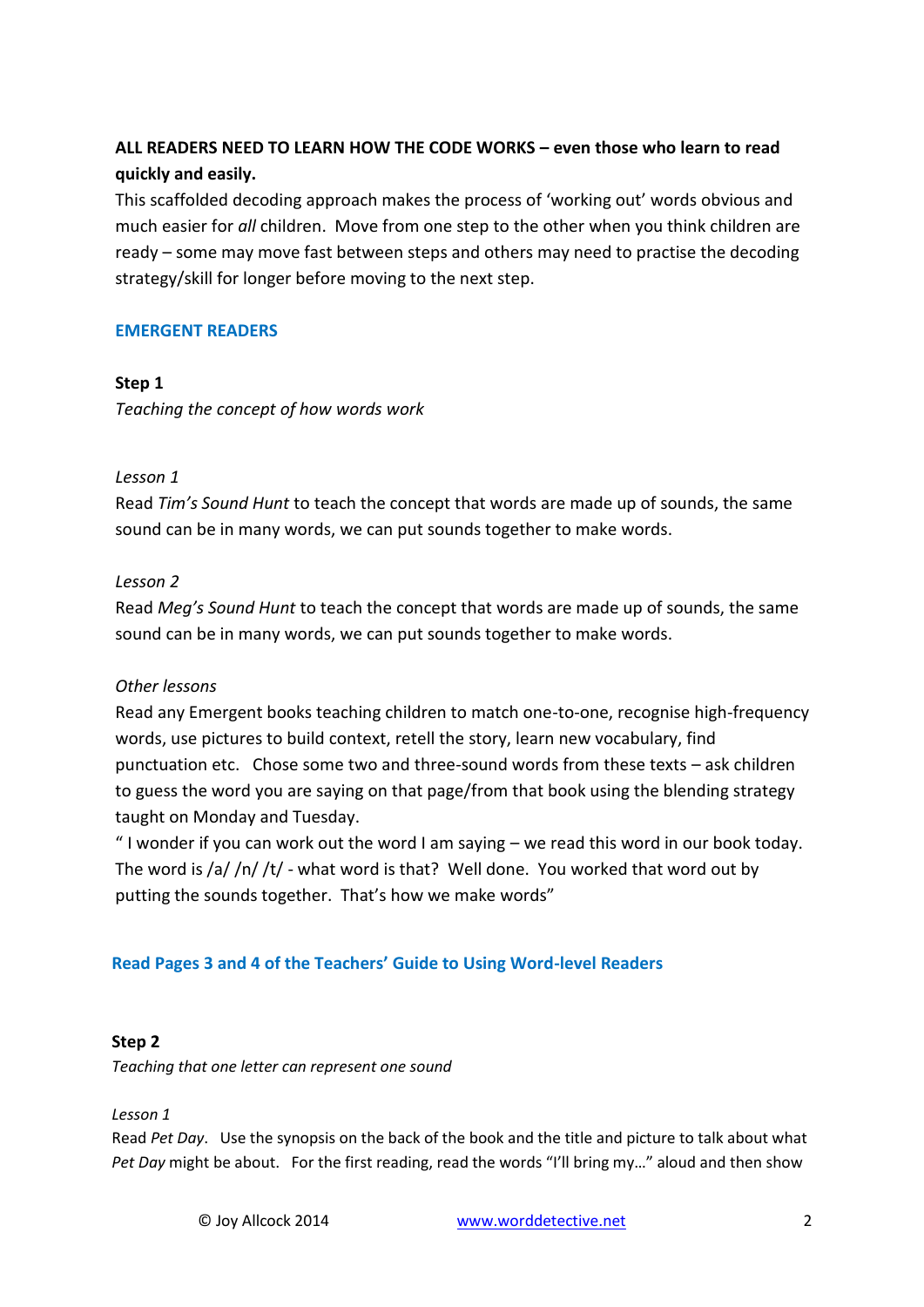**ALL READERS NEED TO LEARN HOW THE CODE WORKS – even those who learn to read quickly and easily.**

This scaffolded decoding approach makes the process of 'working out' words obvious and much easier for *all* children. Move from one step to the other when you think children are ready – some may move fast between steps and others may need to practise the decoding strategy/skill for longer before moving to the next step.

## EMERGENT READERS

### Step 1

*Teaching the concept of how words work*

*Lesson 1*

Read *Tim's Sound Hunt* to teach the concept that words are made up of sounds, the same sound can be in many words, we can put sounds together to make words.

*Lesson 2*

Read *Meg's Sound Hunt* to teach the concept that words are made up of sounds, the same sound can be in many words, we can put sounds together to make words.

*Other lessons*

Read any Emergent books teaching children to match one-to-one, recognise high-frequency words, use pictures to build context, retell the story, learn new vocabulary, find punctuation etc. Chose some two and three-sound words from these texts – ask children to guess the word you are saying on that page/from that book using the blending strategy taught on Monday and Tuesday.

" I wonder if you can work out the word I am saying – we read this word in our book today. The word is /a/ /n/ /t/ - what word is that? Well done. You worked that word out by putting the sounds together. That's how we make words"

**Read Pages 3 and 4 of the Teachers' Guide to Using Word-level Readers**

### Step 2

*Teaching that one letter can represent one sound*

*Lesson 1*

Read *Pet Day*. Use the synopsis on the back of the book and the title and picture to talk about what *Pet Day* might be about. For the first reading, read the words "I'll bring my…" aloud and then show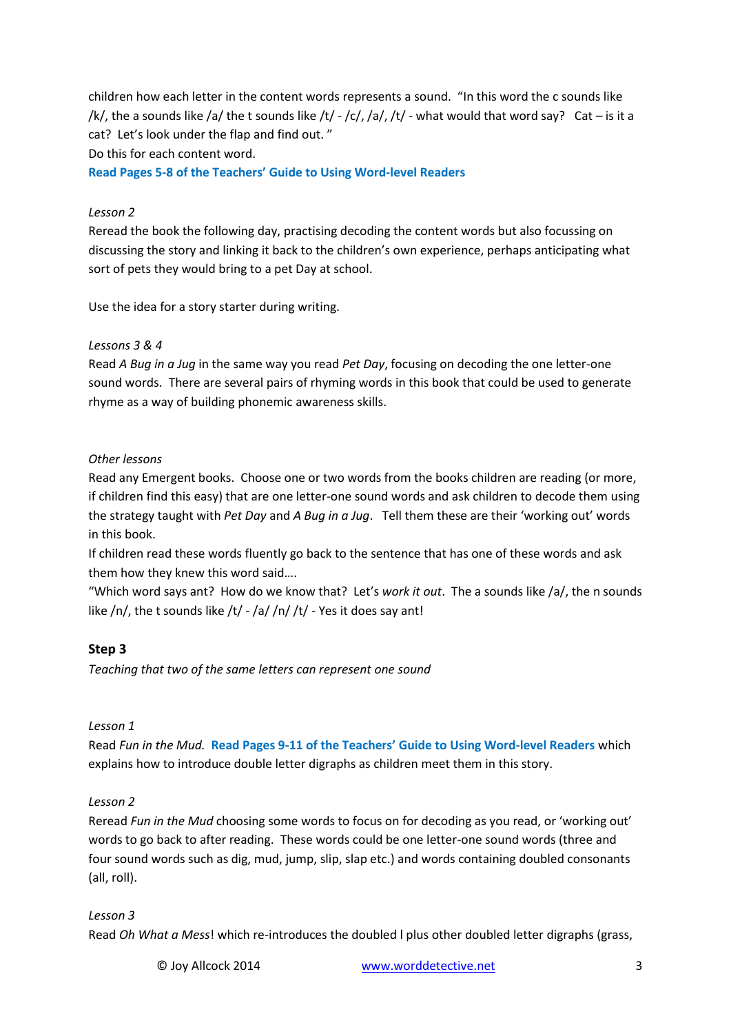children how each letter in the content words represents a sound. "In this word the c sounds like /k/, the a sounds like /a/ the t sounds like /t/ - /c/, /a/, /t/ - what would that word say? Cat – is it a cat? Let's look under the flap and find out. "
Do this for each content word.
**Read Pages 5-8 of the Teachers' Guide to Using Word-level Readers**

*Lesson 2*
Reread the book the following day, practising decoding the content words but also focussing on discussing the story and linking it back to the children's own experience, perhaps anticipating what sort of pets they would bring to a pet Day at school.

Use the idea for a story starter during writing.

*Lessons 3 & 4*
Read *A Bug in a Jug* in the same way you read *Pet Day*, focusing on decoding the one letter-one sound words. There are several pairs of rhyming words in this book that could be used to generate rhyme as a way of building phonemic awareness skills.

*Other lessons*
Read any Emergent books. Choose one or two words from the books children are reading (or more, if children find this easy) that are one letter-one sound words and ask children to decode them using the strategy taught with *Pet Day* and *A Bug in a Jug*. Tell them these are their 'working out' words in this book.
If children read these words fluently go back to the sentence that has one of these words and ask them how they knew this word said….
"Which word says ant? How do we know that? Let's *work it out*. The a sounds like /a/, the n sounds like /n/, the t sounds like /t/ - /a/ /n/ /t/ - Yes it does say ant!

## Step 3

*Teaching that two of the same letters can represent one sound*

*Lesson 1*
Read *Fun in the Mud.* **Read Pages 9-11 of the Teachers' Guide to Using Word-level Readers** which explains how to introduce double letter digraphs as children meet them in this story.

*Lesson 2*
Reread *Fun in the Mud* choosing some words to focus on for decoding as you read, or 'working out' words to go back to after reading. These words could be one letter-one sound words (three and four sound words such as dig, mud, jump, slip, slap etc.) and words containing doubled consonants (all, roll).

*Lesson 3*
Read *Oh What a Mess*! which re-introduces the doubled l plus other doubled letter digraphs (grass,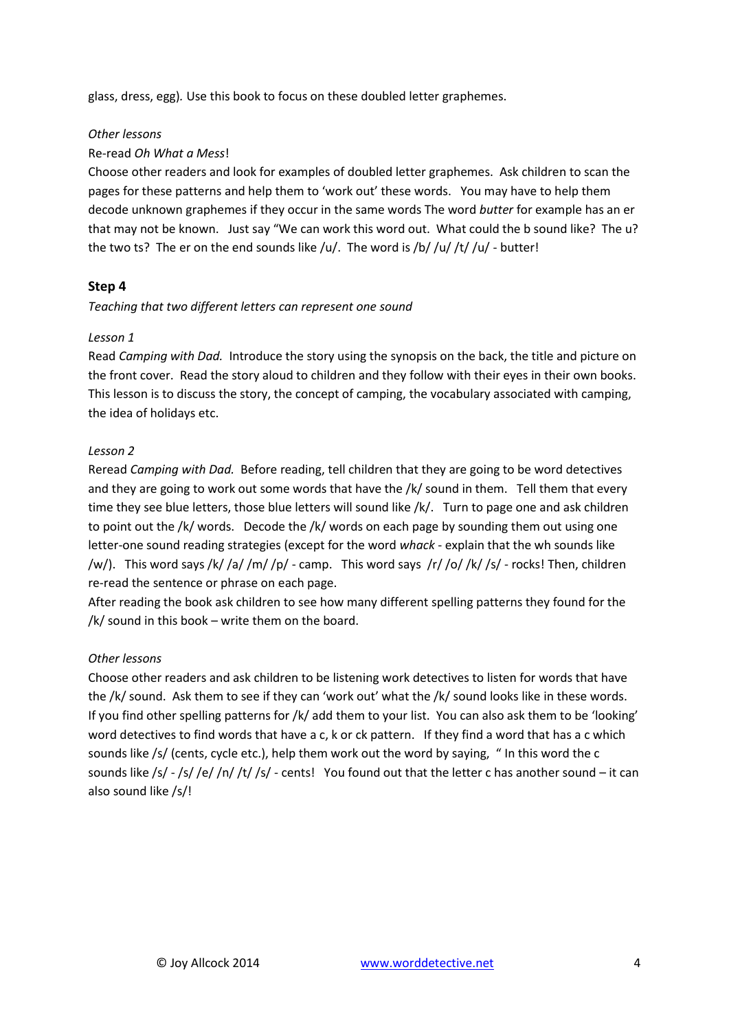glass, dress, egg). Use this book to focus on these doubled letter graphemes.

*Other lessons*

Re-read *Oh What a Mess*!

Choose other readers and look for examples of doubled letter graphemes. Ask children to scan the pages for these patterns and help them to 'work out' these words. You may have to help them decode unknown graphemes if they occur in the same words The word *butter* for example has an er that may not be known. Just say "We can work this word out. What could the b sound like? The u? the two ts? The er on the end sounds like /u/. The word is /b/ /u/ /t/ /u/ - butter!

## Step 4

*Teaching that two different letters can represent one sound*

*Lesson 1*

Read *Camping with Dad.* Introduce the story using the synopsis on the back, the title and picture on the front cover. Read the story aloud to children and they follow with their eyes in their own books. This lesson is to discuss the story, the concept of camping, the vocabulary associated with camping, the idea of holidays etc.

*Lesson 2*

Reread *Camping with Dad.* Before reading, tell children that they are going to be word detectives and they are going to work out some words that have the /k/ sound in them. Tell them that every time they see blue letters, those blue letters will sound like /k/. Turn to page one and ask children to point out the /k/ words. Decode the /k/ words on each page by sounding them out using one letter-one sound reading strategies (except for the word *whack* - explain that the wh sounds like /w/). This word says /k/ /a/ /m/ /p/ - camp. This word says /r/ /o/ /k/ /s/ - rocks! Then, children re-read the sentence or phrase on each page.

After reading the book ask children to see how many different spelling patterns they found for the /k/ sound in this book – write them on the board.

*Other lessons*

Choose other readers and ask children to be listening work detectives to listen for words that have the /k/ sound. Ask them to see if they can 'work out' what the /k/ sound looks like in these words. If you find other spelling patterns for /k/ add them to your list. You can also ask them to be 'looking' word detectives to find words that have a c, k or ck pattern. If they find a word that has a c which sounds like /s/ (cents, cycle etc.), help them work out the word by saying, " In this word the c sounds like /s/ - /s/ /e/ /n/ /t/ /s/ - cents! You found out that the letter c has another sound – it can also sound like /s/!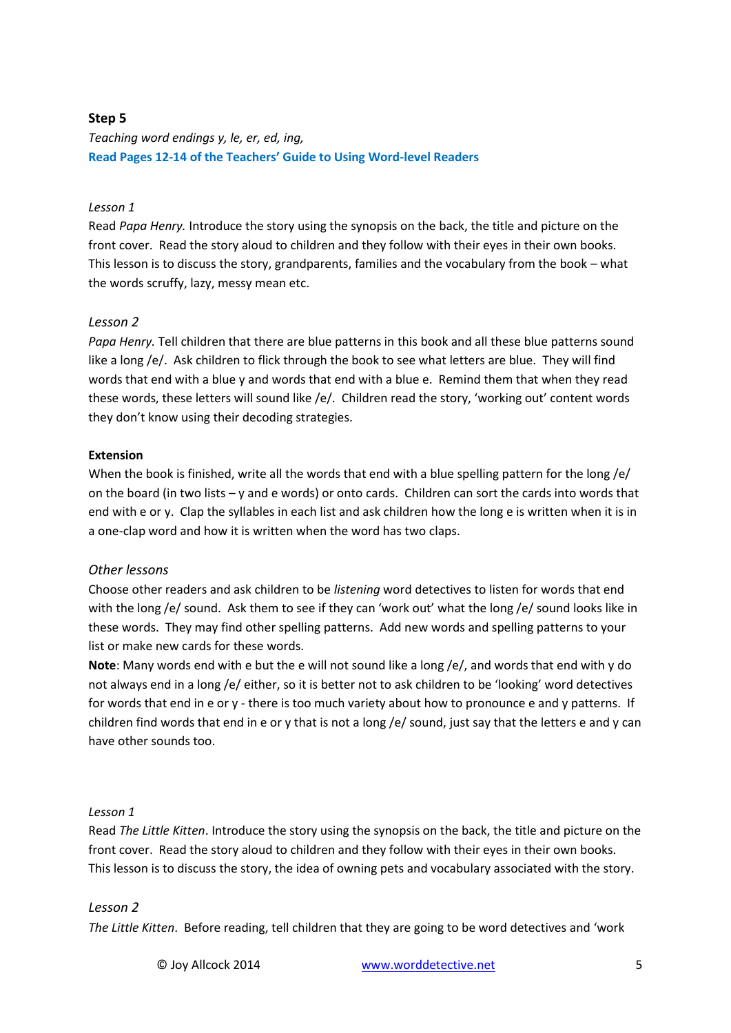## Step 5

*Teaching word endings y, le, er, ed, ing,*

**Read Pages 12-14 of the Teachers' Guide to Using Word-level Readers**

*Lesson 1*

Read *Papa Henry.* Introduce the story using the synopsis on the back, the title and picture on the front cover. Read the story aloud to children and they follow with their eyes in their own books. This lesson is to discuss the story, grandparents, families and the vocabulary from the book – what the words scruffy, lazy, messy mean etc.

*Lesson 2*

*Papa Henry.* Tell children that there are blue patterns in this book and all these blue patterns sound like a long /e/. Ask children to flick through the book to see what letters are blue. They will find words that end with a blue y and words that end with a blue e. Remind them that when they read these words, these letters will sound like /e/. Children read the story, 'working out' content words they don't know using their decoding strategies.

**Extension**

When the book is finished, write all the words that end with a blue spelling pattern for the long /e/ on the board (in two lists – y and e words) or onto cards. Children can sort the cards into words that end with e or y. Clap the syllables in each list and ask children how the long e is written when it is in a one-clap word and how it is written when the word has two claps.

*Other lessons*

Choose other readers and ask children to be *listening* word detectives to listen for words that end with the long /e/ sound. Ask them to see if they can 'work out' what the long /e/ sound looks like in these words. They may find other spelling patterns. Add new words and spelling patterns to your list or make new cards for these words.

**Note**: Many words end with e but the e will not sound like a long /e/, and words that end with y do not always end in a long /e/ either, so it is better not to ask children to be 'looking' word detectives for words that end in e or y - there is too much variety about how to pronounce e and y patterns. If children find words that end in e or y that is not a long /e/ sound, just say that the letters e and y can have other sounds too.

*Lesson 1*

Read *The Little Kitten*. Introduce the story using the synopsis on the back, the title and picture on the front cover. Read the story aloud to children and they follow with their eyes in their own books. This lesson is to discuss the story, the idea of owning pets and vocabulary associated with the story.

*Lesson 2*

*The Little Kitten*. Before reading, tell children that they are going to be word detectives and 'work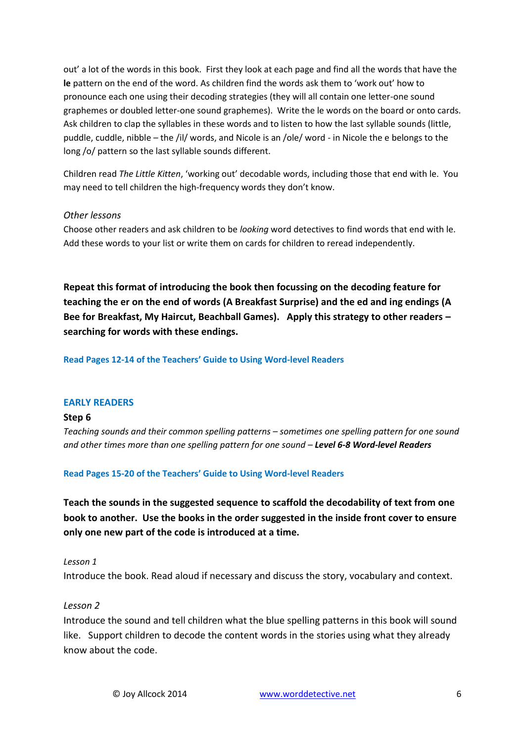out' a lot of the words in this book. First they look at each page and find all the words that have the **le** pattern on the end of the word. As children find the words ask them to 'work out' how to pronounce each one using their decoding strategies (they will all contain one letter-one sound graphemes or doubled letter-one sound graphemes). Write the le words on the board or onto cards. Ask children to clap the syllables in these words and to listen to how the last syllable sounds (little, puddle, cuddle, nibble – the /il/ words, and Nicole is an /ole/ word - in Nicole the e belongs to the long /o/ pattern so the last syllable sounds different.

Children read *The Little Kitten*, 'working out' decodable words, including those that end with le. You may need to tell children the high-frequency words they don't know.

*Other lessons*

Choose other readers and ask children to be *looking* word detectives to find words that end with le. Add these words to your list or write them on cards for children to reread independently.

**Repeat this format of introducing the book then focussing on the decoding feature for teaching the er on the end of words (A Breakfast Surprise) and the ed and ing endings (A Bee for Breakfast, My Haircut, Beachball Games). Apply this strategy to other readers – searching for words with these endings.**

**Read Pages 12-14 of the Teachers' Guide to Using Word-level Readers**

## EARLY READERS

### Step 6

*Teaching sounds and their common spelling patterns – sometimes one spelling pattern for one sound and other times more than one spelling pattern for one sound –* ***Level 6-8 Word-level Readers***

**Read Pages 15-20 of the Teachers' Guide to Using Word-level Readers**

**Teach the sounds in the suggested sequence to scaffold the decodability of text from one book to another. Use the books in the order suggested in the inside front cover to ensure only one new part of the code is introduced at a time.**

*Lesson 1*

Introduce the book. Read aloud if necessary and discuss the story, vocabulary and context.

*Lesson 2*

Introduce the sound and tell children what the blue spelling patterns in this book will sound like. Support children to decode the content words in the stories using what they already know about the code.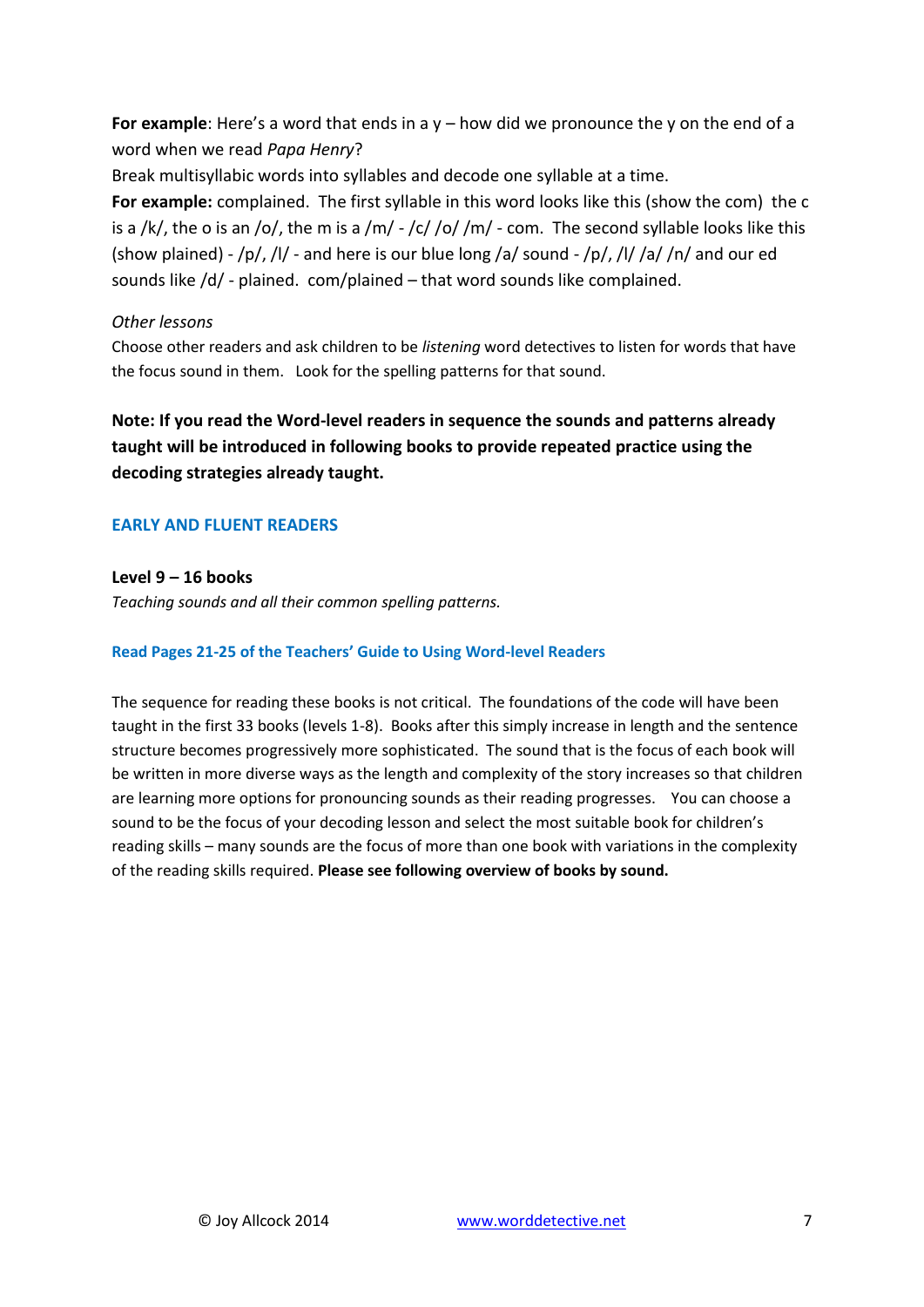**For example**: Here's a word that ends in a y – how did we pronounce the y on the end of a word when we read *Papa Henry*?

Break multisyllabic words into syllables and decode one syllable at a time.

**For example:** complained. The first syllable in this word looks like this (show the com) the c is a /k/, the o is an /o/, the m is a /m/ - /c/ /o/ /m/ - com. The second syllable looks like this (show plained) - /p/, /l/ - and here is our blue long /a/ sound - /p/, /l/ /a/ /n/ and our ed sounds like /d/ - plained. com/plained – that word sounds like complained.

*Other lessons*

Choose other readers and ask children to be *listening* word detectives to listen for words that have the focus sound in them. Look for the spelling patterns for that sound.

**Note: If you read the Word-level readers in sequence the sounds and patterns already taught will be introduced in following books to provide repeated practice using the decoding strategies already taught.**

## EARLY AND FLUENT READERS

**Level 9 – 16 books**

*Teaching sounds and all their common spelling patterns.*

**Read Pages 21-25 of the Teachers' Guide to Using Word-level Readers**

The sequence for reading these books is not critical. The foundations of the code will have been taught in the first 33 books (levels 1-8). Books after this simply increase in length and the sentence structure becomes progressively more sophisticated. The sound that is the focus of each book will be written in more diverse ways as the length and complexity of the story increases so that children are learning more options for pronouncing sounds as their reading progresses. You can choose a sound to be the focus of your decoding lesson and select the most suitable book for children's reading skills – many sounds are the focus of more than one book with variations in the complexity of the reading skills required. **Please see following overview of books by sound.**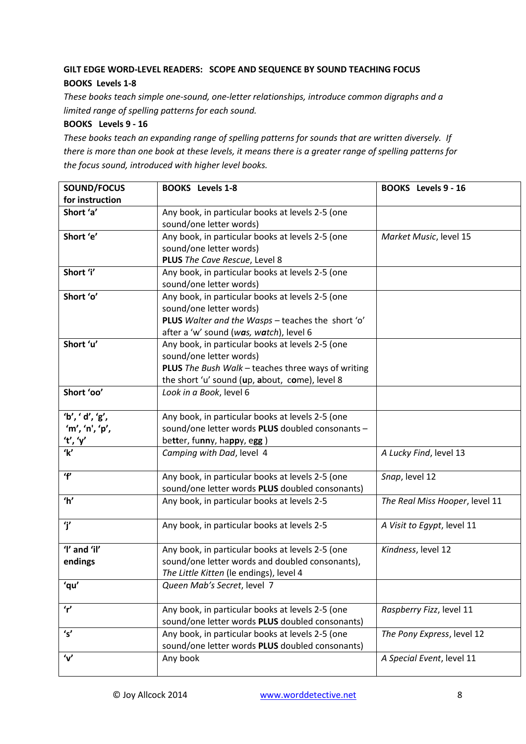**GILT EDGE WORD-LEVEL READERS: SCOPE AND SEQUENCE BY SOUND TEACHING FOCUS**

**BOOKS Levels 1-8**

*These books teach simple one-sound, one-letter relationships, introduce common digraphs and a limited range of spelling patterns for each sound.*

**BOOKS Levels 9 - 16**

*These books teach an expanding range of spelling patterns for sounds that are written diversely. If there is more than one book at these levels, it means there is a greater range of spelling patterns for the focus sound, introduced with higher level books.*

| **SOUND/FOCUS for instruction** | **BOOKS Levels 1-8** | **BOOKS Levels 9 - 16** |
|---|---|---|
| **Short 'a'** | Any book, in particular books at levels 2-5 (one sound/one letter words) | |
| **Short 'e'** | Any book, in particular books at levels 2-5 (one sound/one letter words) **PLUS** *The Cave Rescue*, Level 8 | *Market Music*, level 15 |
| **Short 'i'** | Any book, in particular books at levels 2-5 (one sound/one letter words) | |
| **Short 'o'** | Any book, in particular books at levels 2-5 (one sound/one letter words) **PLUS** *Walter and the Wasps* – teaches the short 'o' after a 'w' sound (*w**a**s, w**a**tch*), level 6 | |
| **Short 'u'** | Any book, in particular books at levels 2-5 (one sound/one letter words) **PLUS** *The Bush Walk* – teaches three ways of writing the short 'u' sound (**u**p, **a**bout, c**o**me), level 8 | |
| **Short 'oo'** | *Look in a Book*, level 6 | |
| **'b', ' d', 'g', 'm', 'n', 'p', 't', 'y'** | Any book, in particular books at levels 2-5 (one sound/one letter words **PLUS** doubled consonants – be**tt**er, fu**nn**y, ha**pp**y, e**gg** ) | |
| **'k'** | *Camping with Dad*, level 4 | *A Lucky Find*, level 13 |
| **'f'** | Any book, in particular books at levels 2-5 (one sound/one letter words **PLUS** doubled consonants) | *Snap*, level 12 |
| **'h'** | Any book, in particular books at levels 2-5 | *The Real Miss Hooper*, level 11 |
| **'j'** | Any book, in particular books at levels 2-5 | *A Visit to Egypt*, level 11 |
| **'l' and 'il' endings** | Any book, in particular books at levels 2-5 (one sound/one letter words and doubled consonants), *The Little Kitten* (le endings), level 4 | *Kindness*, level 12 |
| **'qu'** | *Queen Mab's Secret*, level 7 | |
| **'r'** | Any book, in particular books at levels 2-5 (one sound/one letter words **PLUS** doubled consonants) | *Raspberry Fizz*, level 11 |
| **'s'** | Any book, in particular books at levels 2-5 (one sound/one letter words **PLUS** doubled consonants) | *The Pony Express*, level 12 |
| **'v'** | Any book | *A Special Event*, level 11 |

© Joy Allcock 2014 www.worddetective.net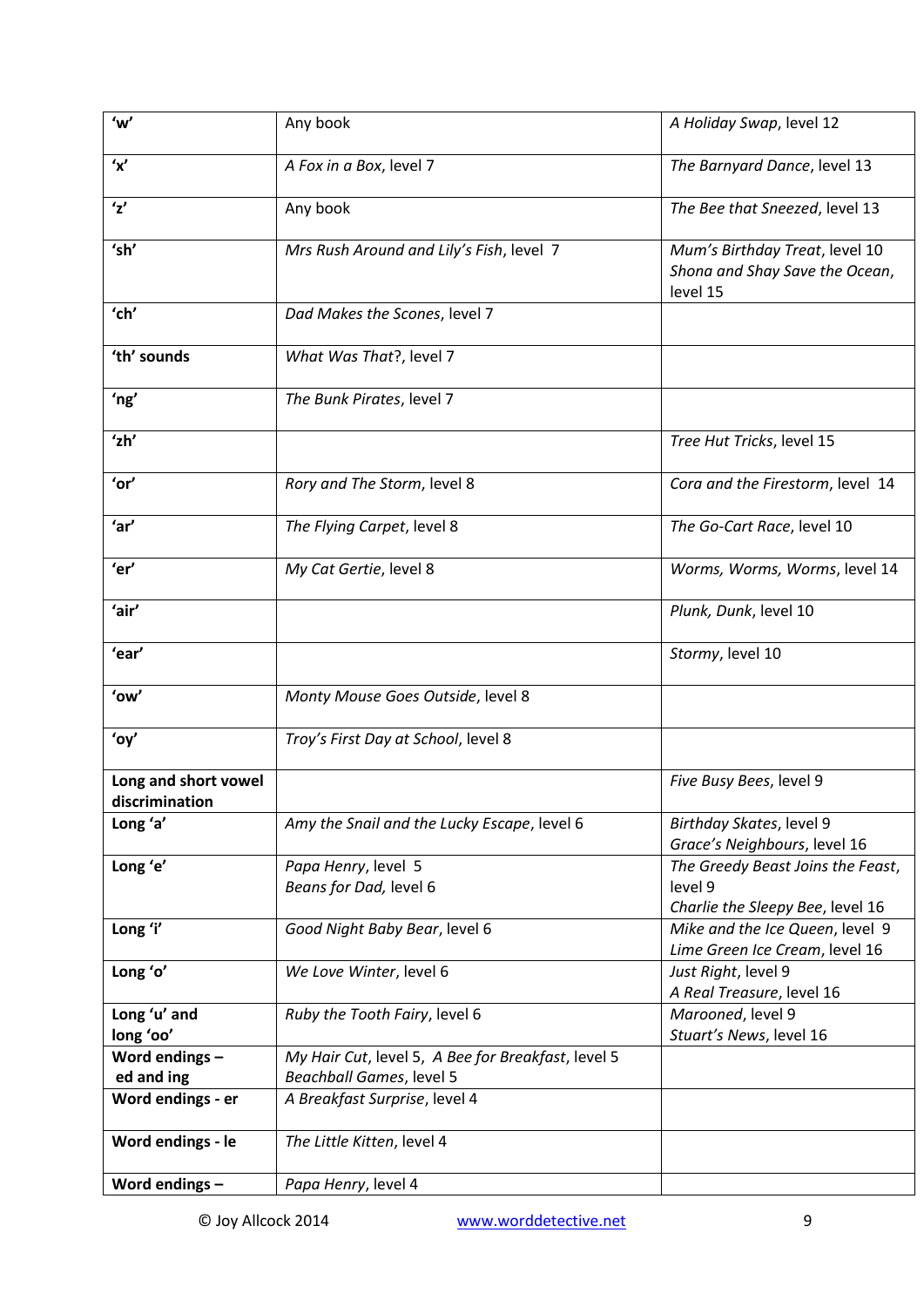| | | |
|---|---|---|
| **'w'** | Any book | *A Holiday Swap*, level 12 |
| **'x'** | *A Fox in a Box*, level 7 | *The Barnyard Dance*, level 13 |
| **'z'** | Any book | *The Bee that Sneezed*, level 13 |
| **'sh'** | *Mrs Rush Around and Lily's Fish*, level 7 | *Mum's Birthday Treat*, level 10<br>*Shona and Shay Save the Ocean*, level 15 |
| **'ch'** | *Dad Makes the Scones*, level 7 | |
| **'th' sounds** | *What Was That?*, level 7 | |
| **'ng'** | *The Bunk Pirates*, level 7 | |
| **'zh'** | | *Tree Hut Tricks*, level 15 |
| **'or'** | *Rory and The Storm*, level 8 | *Cora and the Firestorm*, level 14 |
| **'ar'** | *The Flying Carpet*, level 8 | *The Go-Cart Race*, level 10 |
| **'er'** | *My Cat Gertie*, level 8 | *Worms, Worms, Worms*, level 14 |
| **'air'** | | *Plunk, Dunk*, level 10 |
| **'ear'** | | *Stormy*, level 10 |
| **'ow'** | *Monty Mouse Goes Outside*, level 8 | |
| **'oy'** | *Troy's First Day at School*, level 8 | |
| **Long and short vowel discrimination** | | *Five Busy Bees*, level 9 |
| **Long 'a'** | *Amy the Snail and the Lucky Escape*, level 6 | *Birthday Skates*, level 9<br>*Grace's Neighbours*, level 16 |
| **Long 'e'** | *Papa Henry*, level 5<br>*Beans for Dad,* level 6 | *The Greedy Beast Joins the Feast*, level 9<br>*Charlie the Sleepy Bee*, level 16 |
| **Long 'i'** | *Good Night Baby Bear*, level 6 | *Mike and the Ice Queen*, level 9<br>*Lime Green Ice Cream*, level 16 |
| **Long 'o'** | *We Love Winter*, level 6 | *Just Right*, level 9<br>*A Real Treasure*, level 16 |
| **Long 'u' and long 'oo'** | *Ruby the Tooth Fairy*, level 6 | *Marooned*, level 9<br>*Stuart's News*, level 16 |
| **Word endings – ed and ing** | *My Hair Cut*, level 5, *A Bee for Breakfast*, level 5<br>*Beachball Games*, level 5 | |
| **Word endings - er** | *A Breakfast Surprise*, level 4 | |
| **Word endings - le** | *The Little Kitten*, level 4 | |
| **Word endings –** | *Papa Henry*, level 4 | |

© Joy Allcock 2014 www.worddetective.net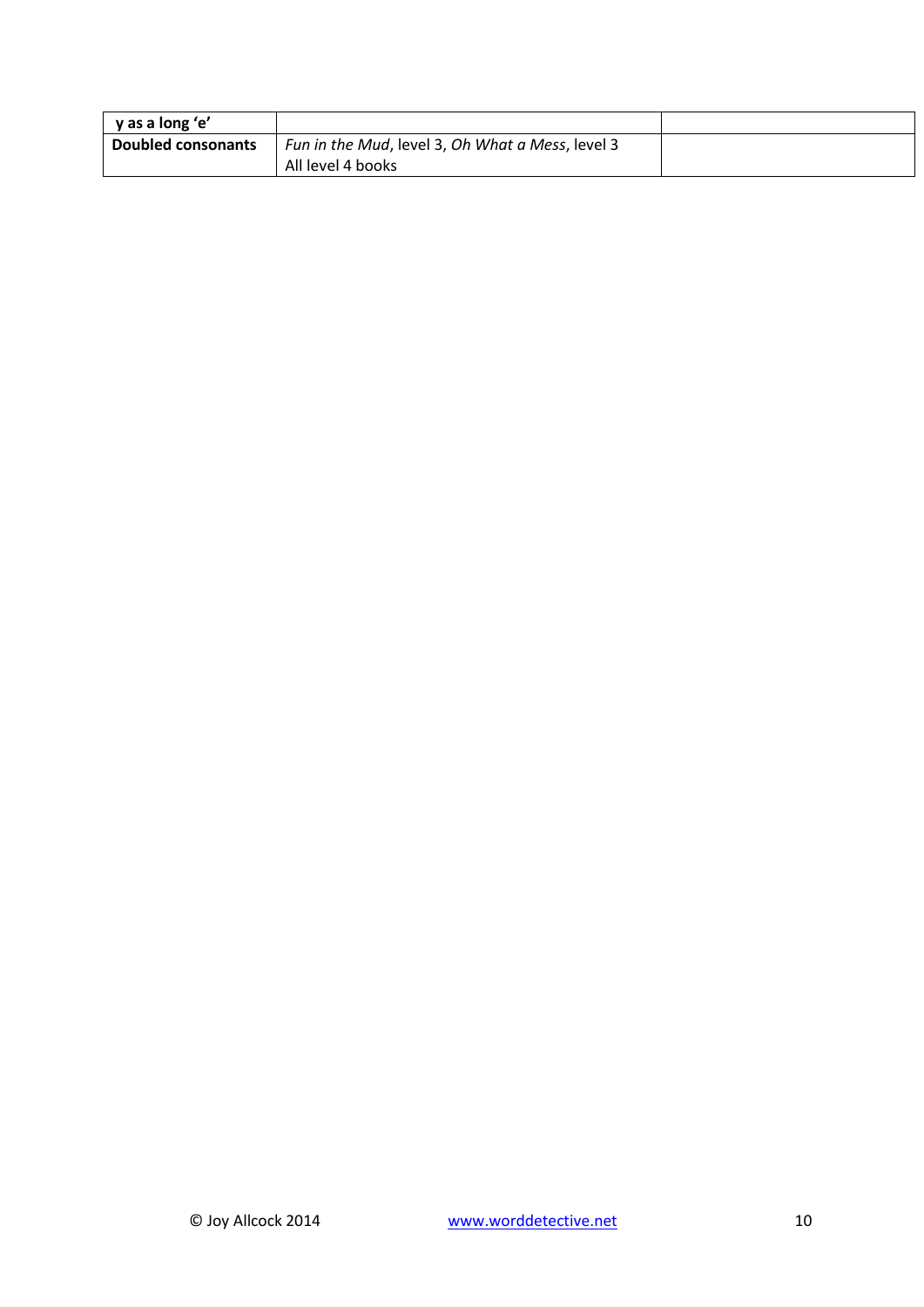| | | |
|---|---|---|
| **y as a long 'e'** | | |
| **Doubled consonants** | *Fun in the Mud*, level 3, *Oh What a Mess*, level 3<br>All level 4 books | |